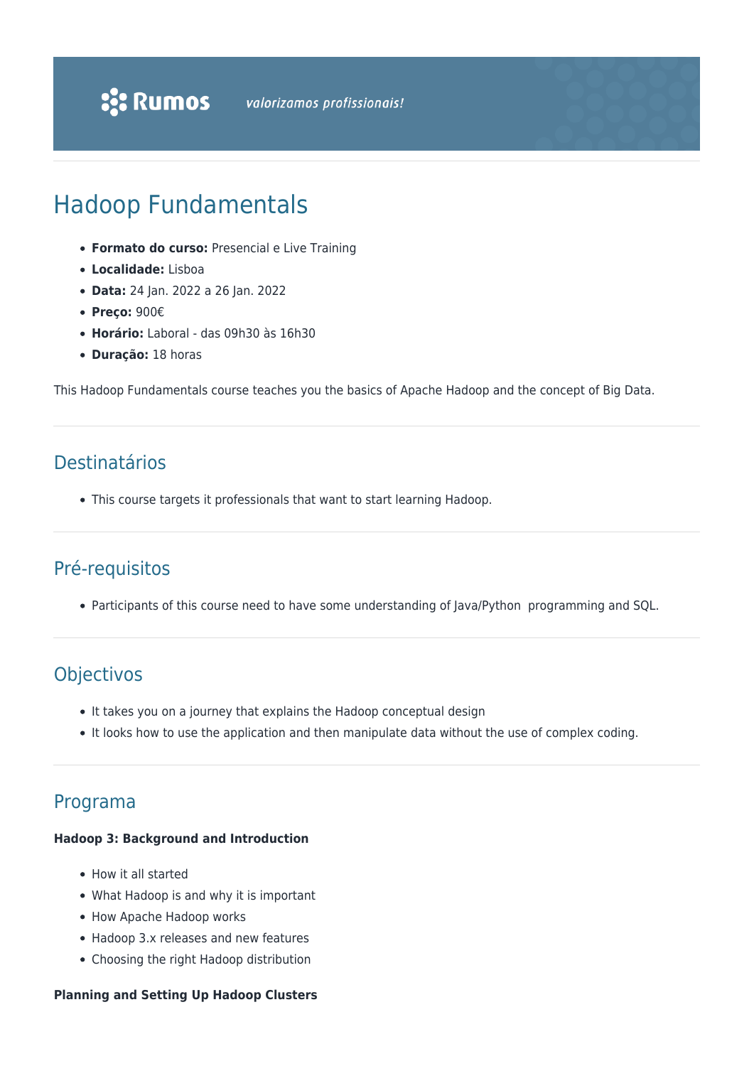# Hadoop Fundamentals

- **Formato do curso:** Presencial e Live Training
- **Localidade:** Lisboa
- **Data:** 24 Jan. 2022 a 26 Jan. 2022
- **Preço:** 900€
- **Horário:** Laboral - das 09h30 às 16h30
- **Duração:** 18 horas

This Hadoop Fundamentals course teaches you the basics of Apache Hadoop and the concept of Big Data.

## Destinatários

- This course targets it professionals that want to start learning Hadoop.

## Pré-requisitos

- Participants of this course need to have some understanding of Java/Python programming and SQL.

## Objectivos

- It takes you on a journey that explains the Hadoop conceptual design
- It looks how to use the application and then manipulate data without the use of complex coding.

## Programa

**Hadoop 3: Background and Introduction**

- How it all started
- What Hadoop is and why it is important
- How Apache Hadoop works
- Hadoop 3.x releases and new features
- Choosing the right Hadoop distribution

**Planning and Setting Up Hadoop Clusters**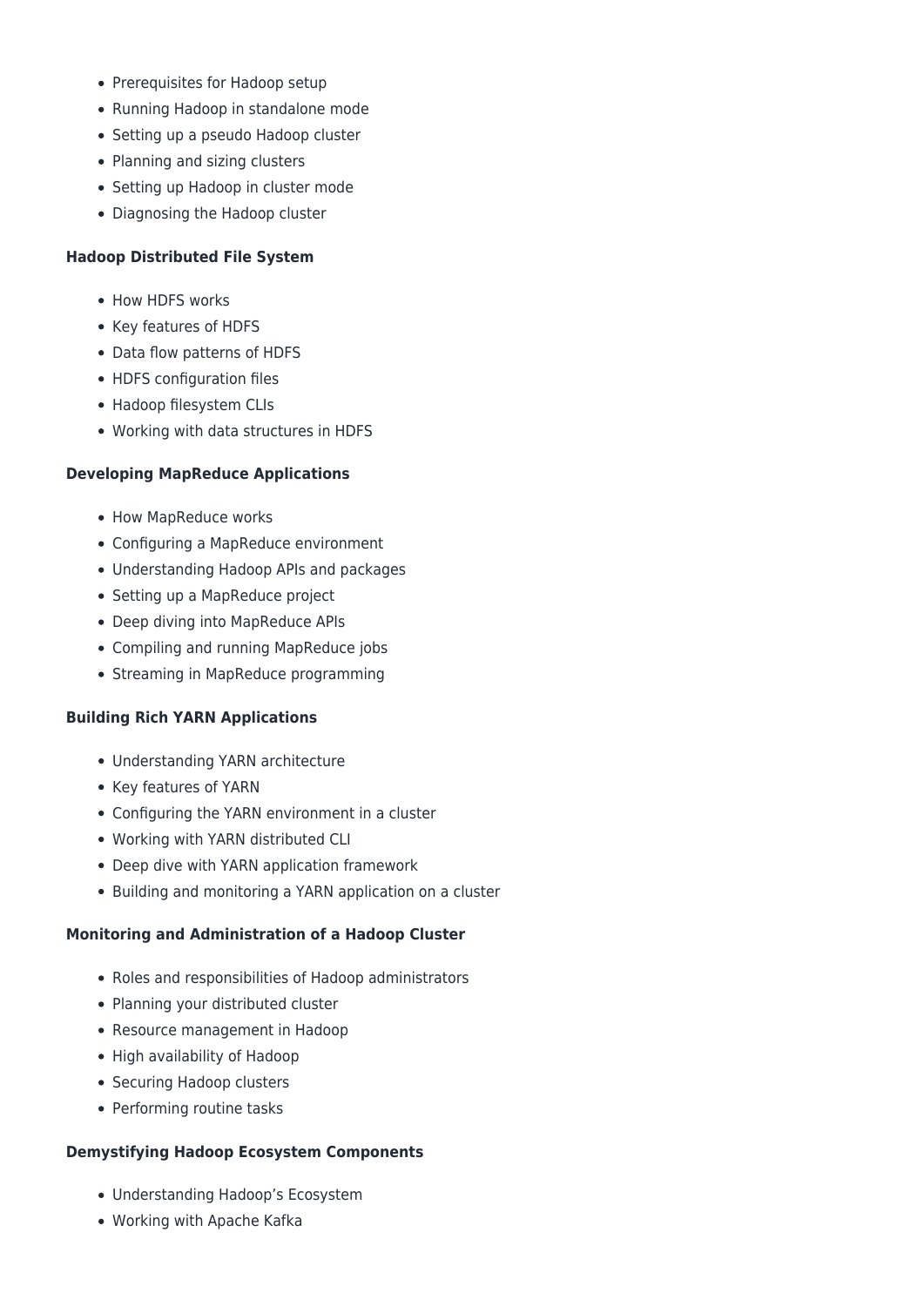- Prerequisites for Hadoop setup
- Running Hadoop in standalone mode
- Setting up a pseudo Hadoop cluster
- Planning and sizing clusters
- Setting up Hadoop in cluster mode
- Diagnosing the Hadoop cluster

**Hadoop Distributed File System**

- How HDFS works
- Key features of HDFS
- Data flow patterns of HDFS
- HDFS configuration files
- Hadoop filesystem CLIs
- Working with data structures in HDFS

**Developing MapReduce Applications**

- How MapReduce works
- Configuring a MapReduce environment
- Understanding Hadoop APIs and packages
- Setting up a MapReduce project
- Deep diving into MapReduce APIs
- Compiling and running MapReduce jobs
- Streaming in MapReduce programming

**Building Rich YARN Applications**

- Understanding YARN architecture
- Key features of YARN
- Configuring the YARN environment in a cluster
- Working with YARN distributed CLI
- Deep dive with YARN application framework
- Building and monitoring a YARN application on a cluster

**Monitoring and Administration of a Hadoop Cluster**

- Roles and responsibilities of Hadoop administrators
- Planning your distributed cluster
- Resource management in Hadoop
- High availability of Hadoop
- Securing Hadoop clusters
- Performing routine tasks

**Demystifying Hadoop Ecosystem Components**

- Understanding Hadoop's Ecosystem
- Working with Apache Kafka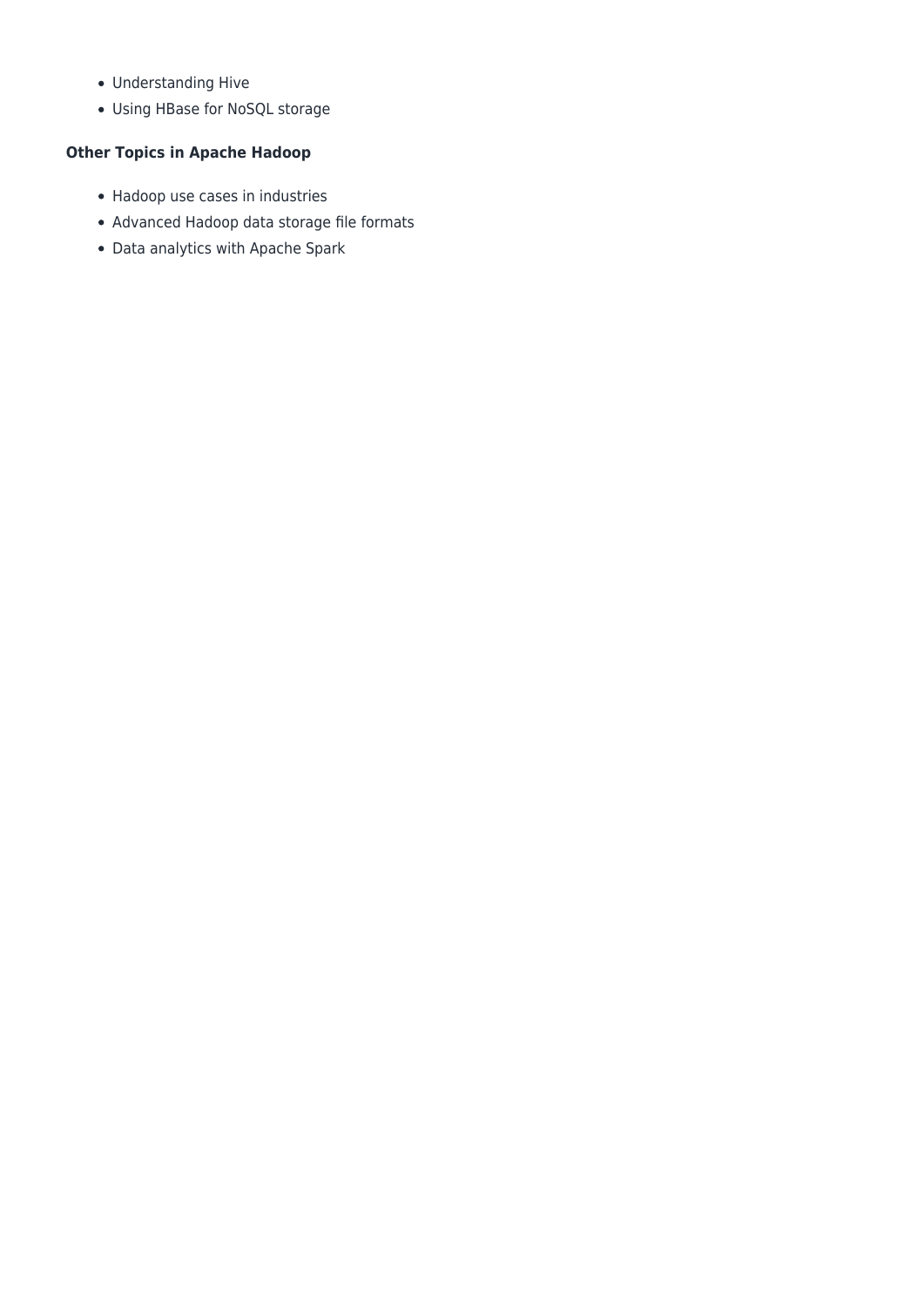- Understanding Hive
- Using HBase for NoSQL storage

**Other Topics in Apache Hadoop**

- Hadoop use cases in industries
- Advanced Hadoop data storage file formats
- Data analytics with Apache Spark